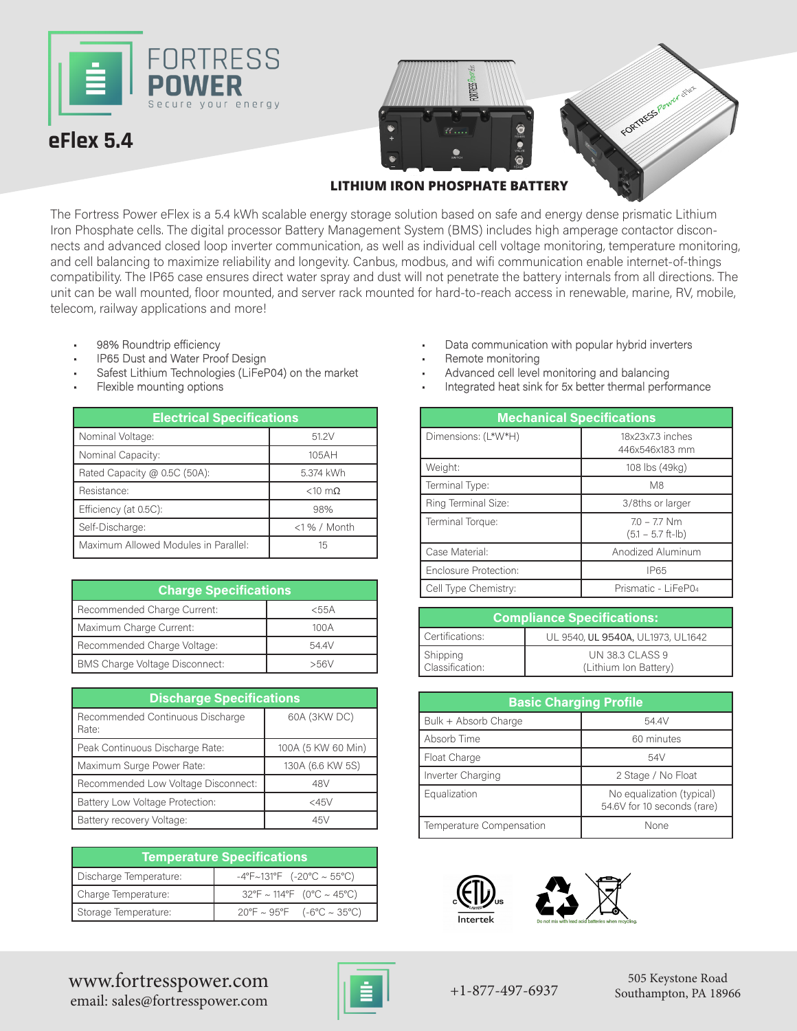# FORTRESS POWER

Secure your energy

## eFlex 5.4

**LITHIUM IRON PHOSPHATE BATTERY**

The Fortress Power eFlex is a 5.4 kWh scalable energy storage solution based on safe and energy dense prismatic Lithium Iron Phosphate cells. The digital processor Battery Management System (BMS) includes high amperage contactor disconnects and advanced closed loop inverter communication, as well as individual cell voltage monitoring, temperature monitoring, and cell balancing to maximize reliability and longevity. Canbus, modbus, and wifi communication enable internet-of-things compatibility. The IP65 case ensures direct water spray and dust will not penetrate the battery internals from all directions. The unit can be wall mounted, floor mounted, and server rack mounted for hard-to-reach access in renewable, marine, RV, mobile, telecom, railway applications and more!

- 98% Roundtrip efficiency
- IP65 Dust and Water Proof Design
- Safest Lithium Technologies (LiFeP04) on the market
- Flexible mounting options
- Data communication with popular hybrid inverters
- Remote monitoring
- Advanced cell level monitoring and balancing
- Integrated heat sink for 5x better thermal performance

| Electrical Specifications | |
|---|---|
| Nominal Voltage: | 51.2V |
| Nominal Capacity: | 105AH |
| Rated Capacity @ 0.5C (50A): | 5.374 kWh |
| Resistance: | <10 mΩ |
| Efficiency (at 0.5C): | 98% |
| Self-Discharge: | <1 % / Month |
| Maximum Allowed Modules in Parallel: | 15 |

| Charge Specifications | |
|---|---|
| Recommended Charge Current: | <55A |
| Maximum Charge Current: | 100A |
| Recommended Charge Voltage: | 54.4V |
| BMS Charge Voltage Disconnect: | >56V |

| Discharge Specifications | |
|---|---|
| Recommended Continuous Discharge Rate: | 60A (3KW DC) |
| Peak Continuous Discharge Rate: | 100A (5 KW 60 Min) |
| Maximum Surge Power Rate: | 130A (6.6 KW 5S) |
| Recommended Low Voltage Disconnect: | 48V |
| Battery Low Voltage Protection: | <45V |
| Battery recovery Voltage: | 45V |

| Temperature Specifications | |
|---|---|
| Discharge Temperature: | -4°F~131°F (-20°C ~ 55°C) |
| Charge Temperature: | 32°F ~ 114°F (0°C ~ 45°C) |
| Storage Temperature: | 20°F ~ 95°F (-6°C ~ 35°C) |

| Mechanical Specifications | |
|---|---|
| Dimensions: (L*W*H) | 18x23x7.3 inches 446x546x183 mm |
| Weight: | 108 lbs (49kg) |
| Terminal Type: | M8 |
| Ring Terminal Size: | 3/8ths or larger |
| Terminal Torque: | 7.0 – 7.7 Nm (5.1 – 5.7 ft-lb) |
| Case Material: | Anodized Aluminum |
| Enclosure Protection: | IP65 |
| Cell Type Chemistry: | Prismatic - $LiFePO_4$ |

| Compliance Specifications: | |
|---|---|
| Certifications: | UL 9540, **UL 9540A**, UL1973, UL1642 |
| Shipping Classification: | UN 38.3 CLASS 9 (Lithium Ion Battery) |

| Basic Charging Profile | |
|---|---|
| Bulk + Absorb Charge | 54.4V |
| Absorb Time | 60 minutes |
| Float Charge | 54V |
| Inverter Charging | 2 Stage / No Float |
| Equalization | No equalization (typical) 54.6V for 10 seconds (rare) |
| Temperature Compensation | None |

Intertek

Do not mix with lead acid batteries when recycling.

www.fortresspower.com
email: sales@fortresspower.com

+1-877-497-6937

505 Keystone Road
Southampton, PA 18966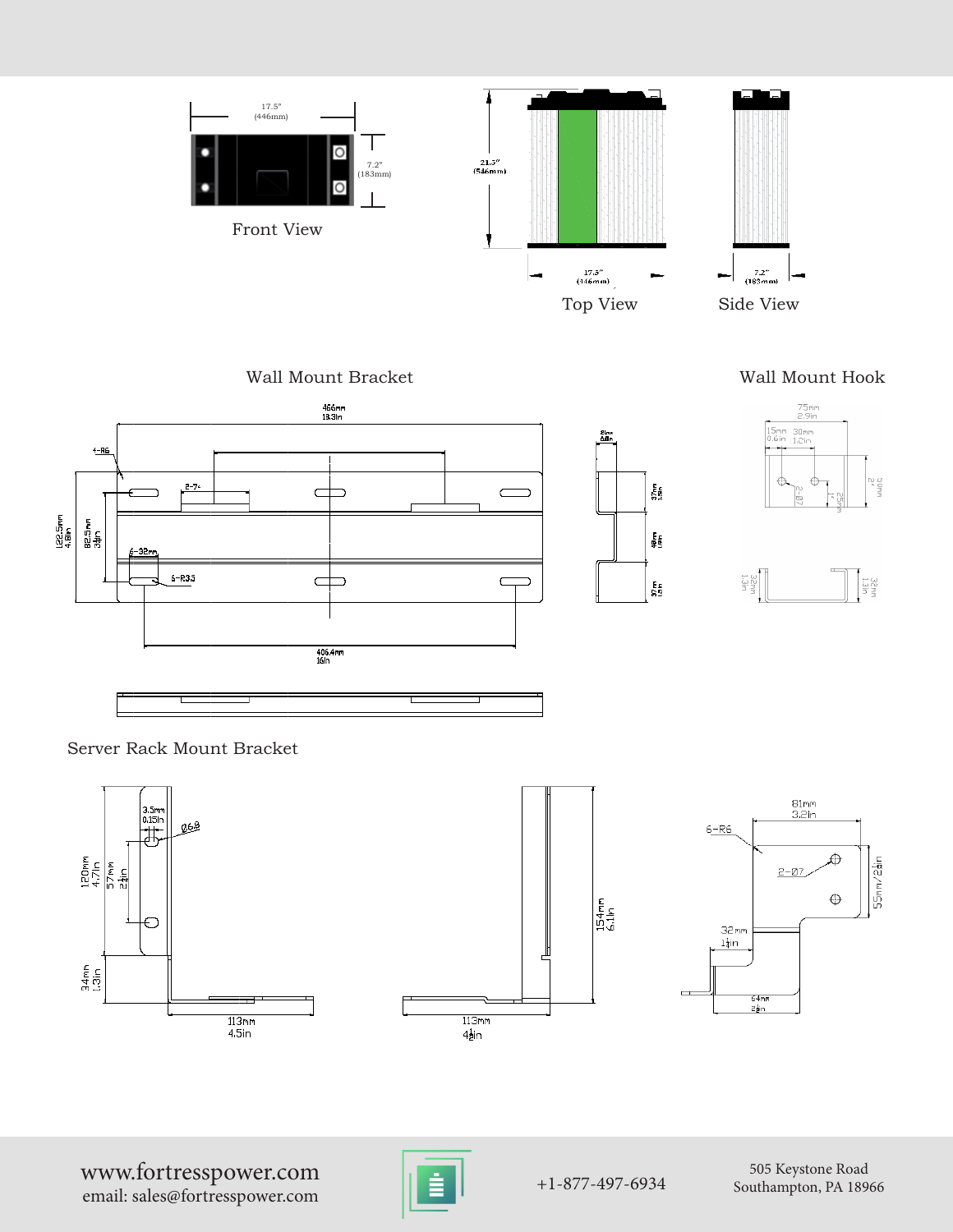17.5"
(446mm)

7.2"
(183mm)

Front View

21.5"
(546mm)

17.5"
(446mm)

Top View

7.2"
(183mm)

Side View

Wall Mount Bracket

466mm
18.3in

4-R6

2-74

122.5mm
4.8in

82.5mm
3¼in

6-32mm

6-R3.5

406.4mm
16in

81mm
0.8in

37mm
1.5in

48mm
1.9in

37mm
1.5in

Wall Mount Hook

75mm
2.9in

15mm
0.6in

30mm
1.2in

2-Ø7

25mm
1"

50mm
2"

32mm
1.3in

32mm
1.3in

Server Rack Mount Bracket

3.5mm
0.15in

Ø6.8

120mm
4.7in

57mm
2¼in

34mm
1.3in

113mm
4.5in

154mm
6.1in

113mm
4½in

81mm
3.2in

6-R6

2-Ø7

55mm/2⅛in

32mm
1¼in

64mm
2½in

www.fortresspower.com
email: sales@fortresspower.com

+1-877-497-6934

505 Keystone Road
Southampton, PA 18966